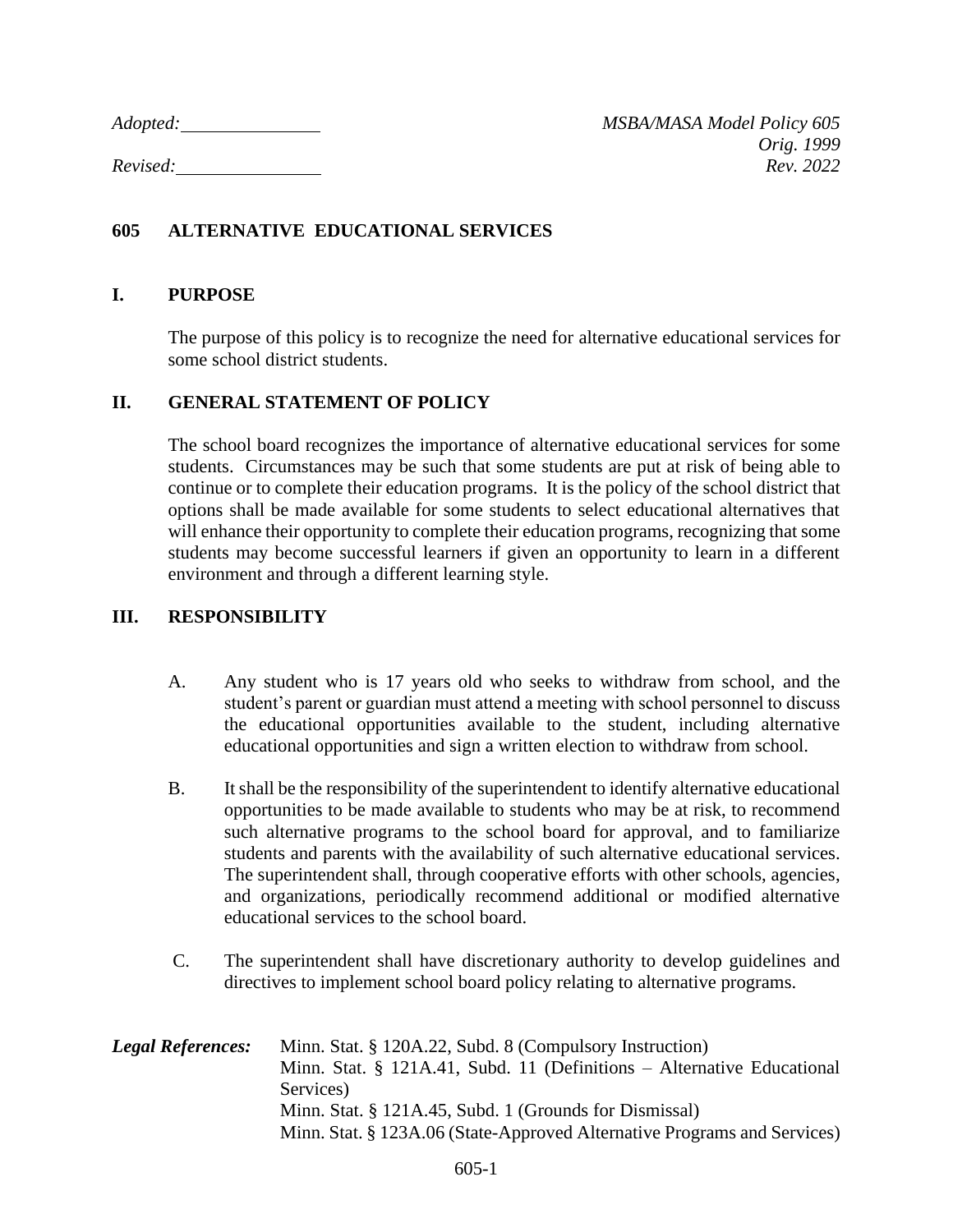*Adopted:* ______________ *MSBA/MASA Model Policy 605*
*Orig. 1999*
*Revised:* ______________ *Rev. 2022*

# 605 ALTERNATIVE EDUCATIONAL SERVICES

## I. PURPOSE

The purpose of this policy is to recognize the need for alternative educational services for some school district students.

## II. GENERAL STATEMENT OF POLICY

The school board recognizes the importance of alternative educational services for some students. Circumstances may be such that some students are put at risk of being able to continue or to complete their education programs. It is the policy of the school district that options shall be made available for some students to select educational alternatives that will enhance their opportunity to complete their education programs, recognizing that some students may become successful learners if given an opportunity to learn in a different environment and through a different learning style.

## III. RESPONSIBILITY

A. Any student who is 17 years old who seeks to withdraw from school, and the student's parent or guardian must attend a meeting with school personnel to discuss the educational opportunities available to the student, including alternative educational opportunities and sign a written election to withdraw from school.

B. It shall be the responsibility of the superintendent to identify alternative educational opportunities to be made available to students who may be at risk, to recommend such alternative programs to the school board for approval, and to familiarize students and parents with the availability of such alternative educational services. The superintendent shall, through cooperative efforts with other schools, agencies, and organizations, periodically recommend additional or modified alternative educational services to the school board.

C. The superintendent shall have discretionary authority to develop guidelines and directives to implement school board policy relating to alternative programs.

***Legal References:*** Minn. Stat. § 120A.22, Subd. 8 (Compulsory Instruction)
Minn. Stat. § 121A.41, Subd. 11 (Definitions – Alternative Educational Services)
Minn. Stat. § 121A.45, Subd. 1 (Grounds for Dismissal)
Minn. Stat. § 123A.06 (State-Approved Alternative Programs and Services)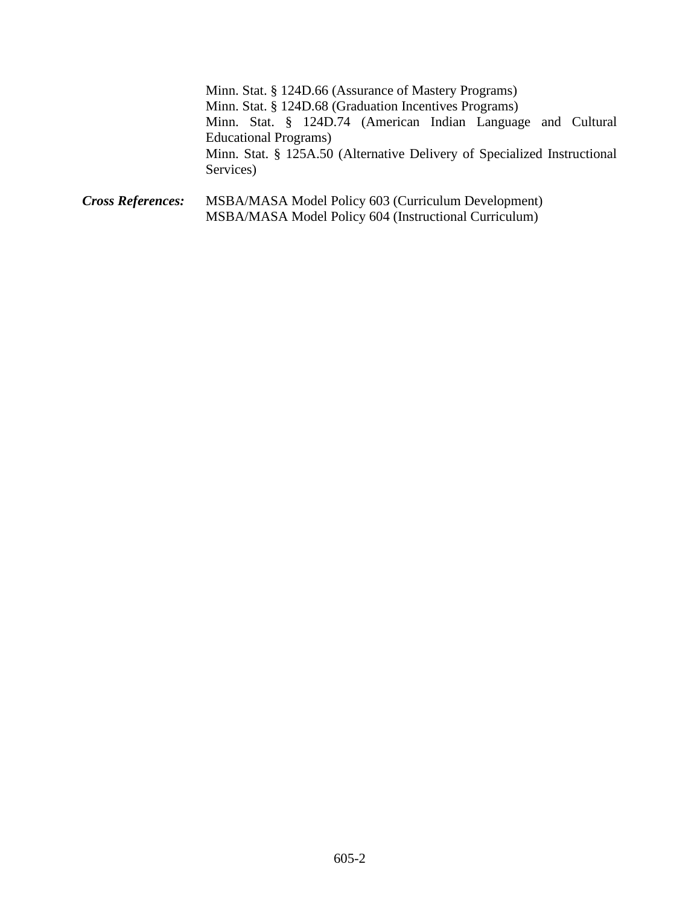Minn. Stat. § 124D.66 (Assurance of Mastery Programs)
Minn. Stat. § 124D.68 (Graduation Incentives Programs)
Minn. Stat. § 124D.74 (American Indian Language and Cultural Educational Programs)
Minn. Stat. § 125A.50 (Alternative Delivery of Specialized Instructional Services)

***Cross References:*** MSBA/MASA Model Policy 603 (Curriculum Development)
MSBA/MASA Model Policy 604 (Instructional Curriculum)